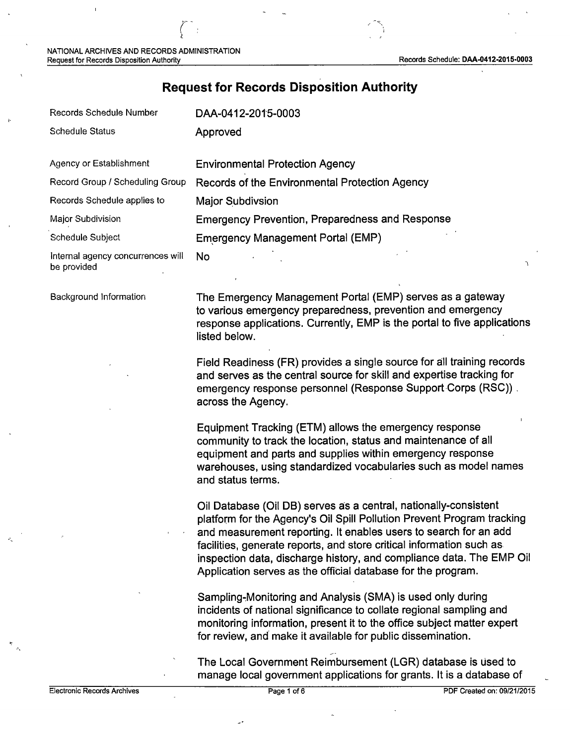# Request for Records Disposition Authority

| | |
|---|---|
| Records Schedule Number | DAA-0412-2015-0003 |
| Schedule Status | Approved |
| Agency or Establishment | Environmental Protection Agency |
| Record Group / Scheduling Group | Records of the Environmental Protection Agency |
| Records Schedule applies to | Major Subdivsion |
| Major Subdivision | Emergency Prevention, Preparedness and Response |
| Schedule Subject | Emergency Management Portal (EMP) |
| Internal agency concurrences will be provided | No |

Background Information

The Emergency Management Portal (EMP) serves as a gateway to various emergency preparedness, prevention and emergency response applications. Currently, EMP is the portal to five applications listed below.

Field Readiness (FR) provides a single source for all training records and serves as the central source for skill and expertise tracking for emergency response personnel (Response Support Corps (RSC)) across the Agency.

Equipment Tracking (ETM) allows the emergency response community to track the location, status and maintenance of all equipment and parts and supplies within emergency response warehouses, using standardized vocabularies such as model names and status terms.

Oil Database (Oil DB) serves as a central, nationally-consistent platform for the Agency's Oil Spill Pollution Prevent Program tracking and measurement reporting. It enables users to search for an add facilities, generate reports, and store critical information such as inspection data, discharge history, and compliance data. The EMP Oil Application serves as the official database for the program.

Sampling-Monitoring and Analysis (SMA) is used only during incidents of national significance to collate regional sampling and monitoring information, present it to the office subject matter expert for review, and make it available for public dissemination.

The Local Government Reimbursement (LGR) database is used to manage local government applications for grants. It is a database of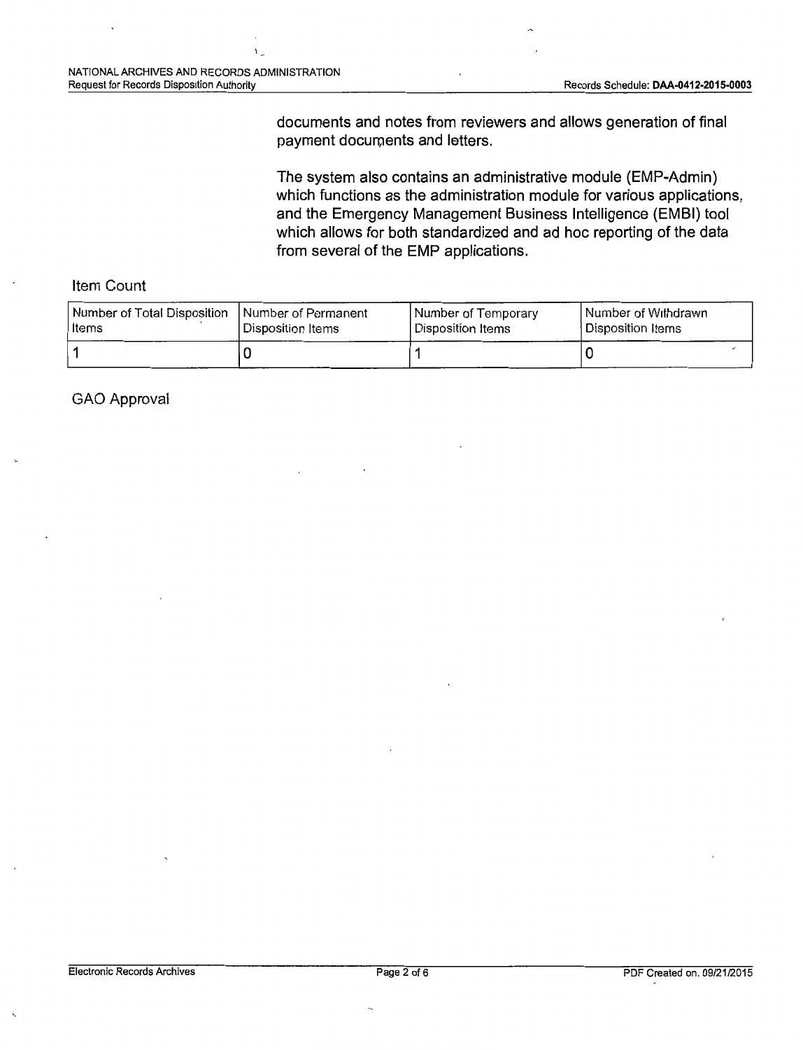documents and notes from reviewers and allows generation of final payment documents and letters.

The system also contains an administrative module (EMP-Admin) which functions as the administration module for various applications, and the Emergency Management Business Intelligence (EMBI) tool which allows for both standardized and ad hoc reporting of the data from several of the EMP applications.

## Item Count

| Number of Total Disposition Items | Number of Permanent Disposition Items | Number of Temporary Disposition Items | Number of Withdrawn Disposition Items |
|---|---|---|---|
| 1 | 0 | 1 | 0 |

## GAO Approval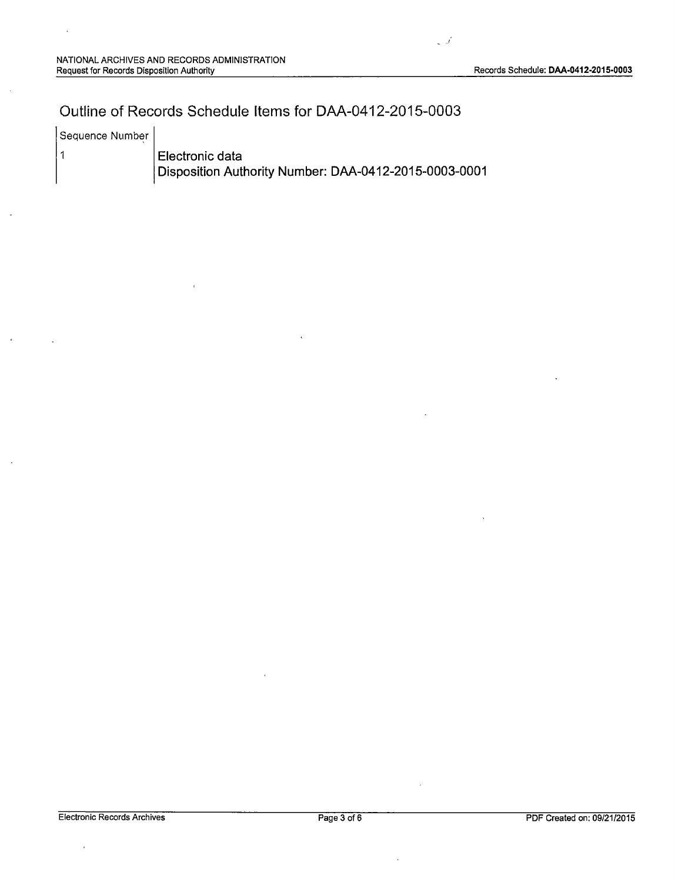# Outline of Records Schedule Items for DAA-0412-2015-0003

| Sequence Number | |
|---|---|
| 1 | Electronic data<br>Disposition Authority Number: DAA-0412-2015-0003-0001 |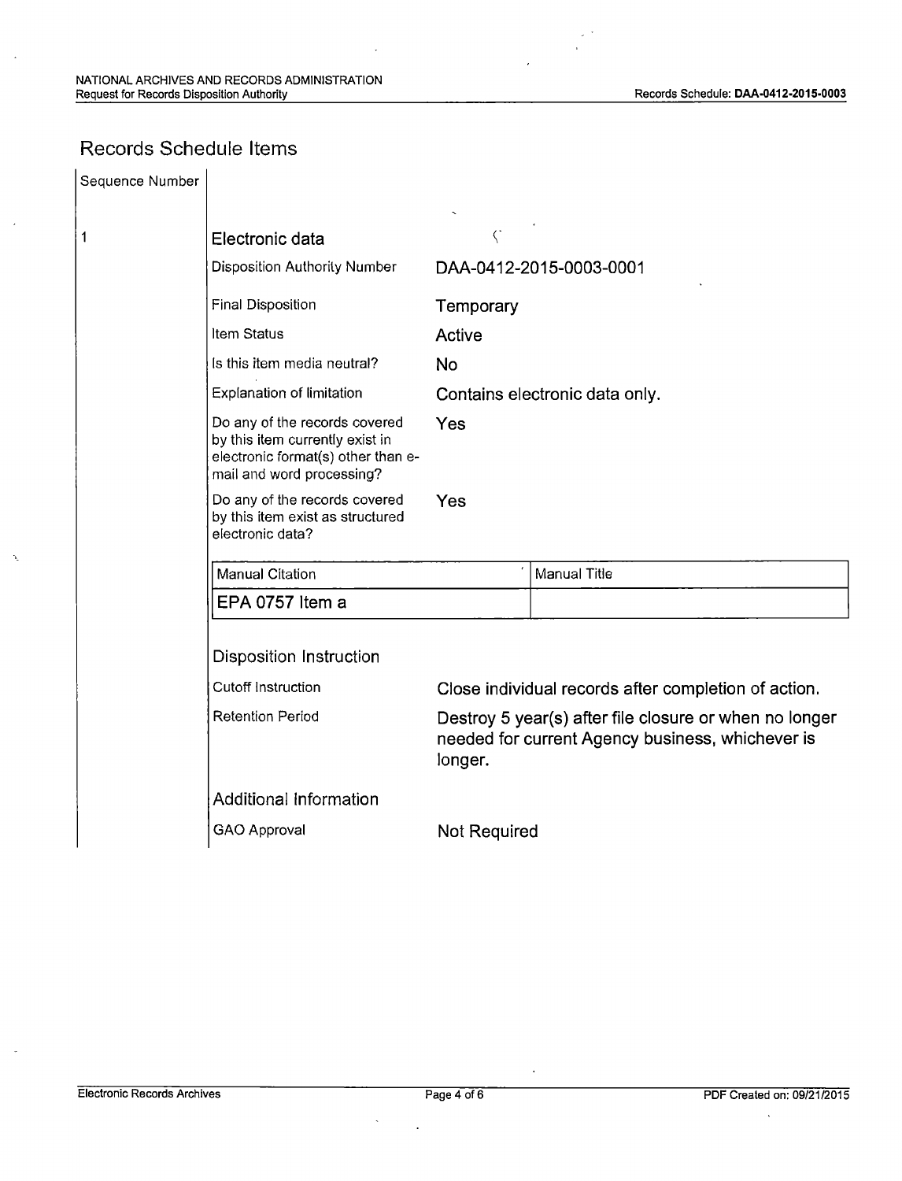## Records Schedule Items

| Sequence Number | | |
|---|---|---|
| 1 | **Electronic data** | |
| | Disposition Authority Number | DAA-0412-2015-0003-0001 |
| | Final Disposition | Temporary |
| | Item Status | Active |
| | Is this item media neutral? | No |
| | Explanation of limitation | Contains electronic data only. |
| | Do any of the records covered by this item currently exist in electronic format(s) other than e-mail and word processing? | Yes |
| | Do any of the records covered by this item exist as structured electronic data? | Yes |

| Manual Citation | Manual Title |
|---|---|
| EPA 0757 Item a | |

### Disposition Instruction

| | |
|---|---|
| Cutoff Instruction | Close individual records after completion of action. |
| Retention Period | Destroy 5 year(s) after file closure or when no longer needed for current Agency business, whichever is longer. |

### Additional Information

| | |
|---|---|
| GAO Approval | Not Required |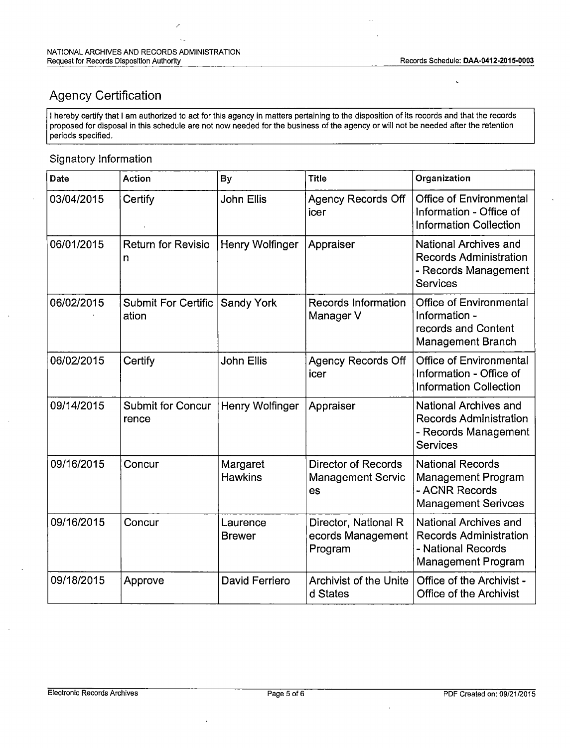## Agency Certification

I hereby certify that I am authorized to act for this agency in matters pertaining to the disposition of its records and that the records proposed for disposal in this schedule are not now needed for the business of the agency or will not be needed after the retention periods specified.

### Signatory Information

| Date | Action | By | Title | Organization |
|---|---|---|---|---|
| 03/04/2015 | Certify | John Ellis | Agency Records Officer | Office of Environmental Information - Office of Information Collection |
| 06/01/2015 | Return for Revision | Henry Wolfinger | Appraiser | National Archives and Records Administration - Records Management Services |
| 06/02/2015 | Submit For Certification | Sandy York | Records Information Manager V | Office of Environmental Information - records and Content Management Branch |
| 06/02/2015 | Certify | John Ellis | Agency Records Officer | Office of Environmental Information - Office of Information Collection |
| 09/14/2015 | Submit for Concurrence | Henry Wolfinger | Appraiser | National Archives and Records Administration - Records Management Services |
| 09/16/2015 | Concur | Margaret Hawkins | Director of Records Management Services | National Records Management Program - ACNR Records Management Serivces |
| 09/16/2015 | Concur | Laurence Brewer | Director, National Records Management Program | National Archives and Records Administration - National Records Management Program |
| 09/18/2015 | Approve | David Ferriero | Archivist of the United States | Office of the Archivist - Office of the Archivist |